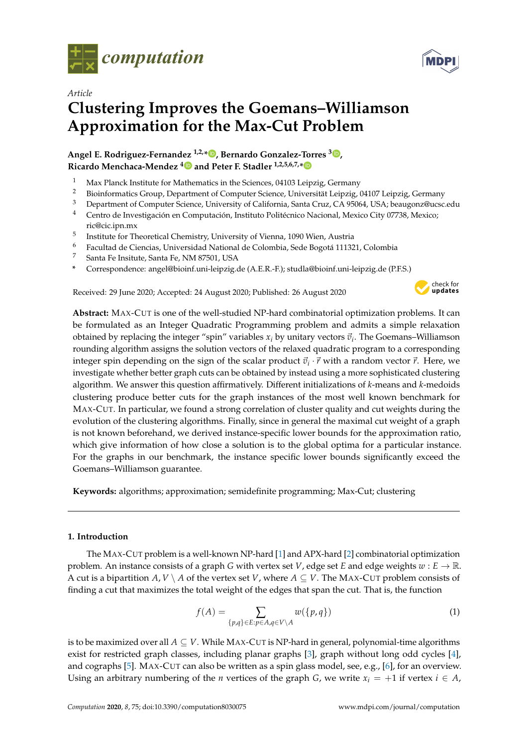*Article*

# Clustering Improves the Goemans–Williamson Approximation for the Max-Cut Problem

**Angel E. Rodriguez-Fernandez [1,2,*], Bernardo Gonzalez-Torres [3], Ricardo Menchaca-Mendez [4] and Peter F. Stadler [1,2,5,6,7,*]**

1. Max Planck Institute for Mathematics in the Sciences, 04103 Leipzig, Germany
2. Bioinformatics Group, Department of Computer Science, Universität Leipzig, 04107 Leipzig, Germany
3. Department of Computer Science, University of California, Santa Cruz, CA 95064, USA; beaugonz@ucsc.edu
4. Centro de Investigación en Computación, Instituto Politécnico Nacional, Mexico City 07738, Mexico; ric@cic.ipn.mx
5. Institute for Theoretical Chemistry, University of Vienna, 1090 Wien, Austria
6. Facultad de Ciencias, Universidad National de Colombia, Sede Bogotá 111321, Colombia
7. Santa Fe Insitute, Santa Fe, NM 87501, USA

\* Correspondence: angel@bioinf.uni-leipzig.de (A.E.R.-F.); studla@bioinf.uni-leipzig.de (P.F.S.)

Received: 29 June 2020; Accepted: 24 August 2020; Published: 26 August 2020

**Abstract:** MAX-CUT is one of the well-studied NP-hard combinatorial optimization problems. It can be formulated as an Integer Quadratic Programming problem and admits a simple relaxation obtained by replacing the integer "spin" variables $x_i$ by unitary vectors $\vec{v}_i$. The Goemans–Williamson rounding algorithm assigns the solution vectors of the relaxed quadratic program to a corresponding integer spin depending on the sign of the scalar product $\vec{v}_i \cdot \vec{r}$ with a random vector $\vec{r}$. Here, we investigate whether better graph cuts can be obtained by instead using a more sophisticated clustering algorithm. We answer this question affirmatively. Different initializations of $k$-means and $k$-medoids clustering produce better cuts for the graph instances of the most well known benchmark for MAX-CUT. In particular, we found a strong correlation of cluster quality and cut weights during the evolution of the clustering algorithms. Finally, since in general the maximal cut weight of a graph is not known beforehand, we derived instance-specific lower bounds for the approximation ratio, which give information of how close a solution is to the global optima for a particular instance. For the graphs in our benchmark, the instance specific lower bounds significantly exceed the Goemans–Williamson guarantee.

**Keywords:** algorithms; approximation; semidefinite programming; Max-Cut; clustering

## 1. Introduction

The MAX-CUT problem is a well-known NP-hard [1] and APX-hard [2] combinatorial optimization problem. An instance consists of a graph $G$ with vertex set $V$, edge set $E$ and edge weights $w : E \to \mathbb{R}$. A cut is a bipartition $A, V \setminus A$ of the vertex set $V$, where $A \subseteq V$. The MAX-CUT problem consists of finding a cut that maximizes the total weight of the edges that span the cut. That is, the function

$$f(A) = \sum_{\{p,q\} \in E : p \in A, q \in V \setminus A} w(\{p,q\}) \tag{1}$$

is to be maximized over all $A \subseteq V$. While MAX-CUT is NP-hard in general, polynomial-time algorithms exist for restricted graph classes, including planar graphs [3], graph without long odd cycles [4], and cographs [5]. MAX-CUT can also be written as a spin glass model, see, e.g., [6], for an overview. Using an arbitrary numbering of the $n$ vertices of the graph $G$, we write $x_i = +1$ if vertex $i \in A$,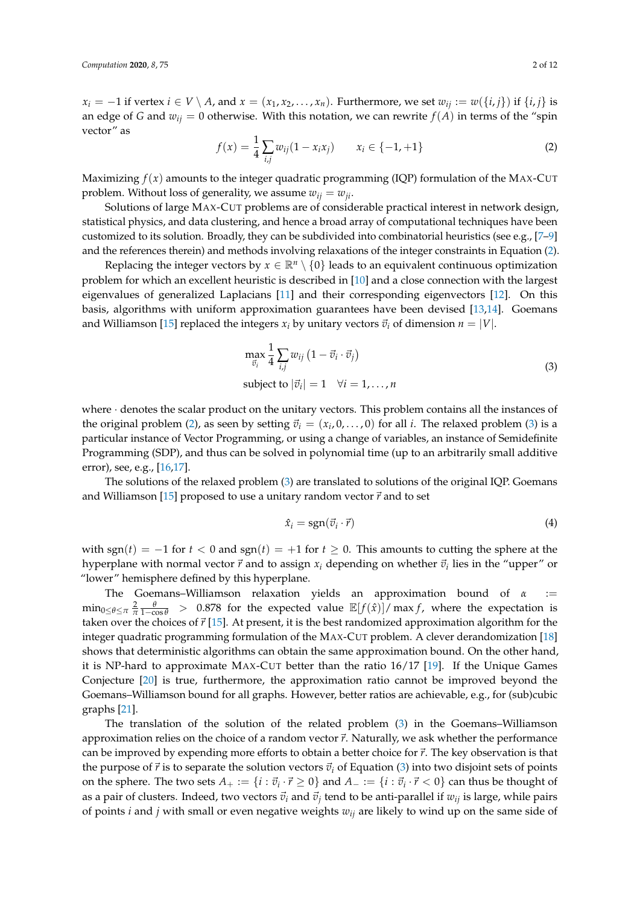$x_i = -1$ if vertex $i \in V \setminus A$, and $x = (x_1, x_2, \ldots, x_n)$. Furthermore, we set $w_{ij} := w(\{i,j\})$ if $\{i,j\}$ is an edge of $G$ and $w_{ij} = 0$ otherwise. With this notation, we can rewrite $f(A)$ in terms of the "spin vector" as

$$f(x) = \frac{1}{4}\sum_{i,j} w_{ij}(1 - x_i x_j) \qquad x_i \in \{-1, +1\} \tag{2}$$

Maximizing $f(x)$ amounts to the integer quadratic programming (IQP) formulation of the MAX-CUT problem. Without loss of generality, we assume $w_{ij} = w_{ji}$.

Solutions of large MAX-CUT problems are of considerable practical interest in network design, statistical physics, and data clustering, and hence a broad array of computational techniques have been customized to its solution. Broadly, they can be subdivided into combinatorial heuristics (see e.g., [7–9] and the references therein) and methods involving relaxations of the integer constraints in Equation (2).

Replacing the integer vectors by $x \in \mathbb{R}^n \setminus \{0\}$ leads to an equivalent continuous optimization problem for which an excellent heuristic is described in [10] and a close connection with the largest eigenvalues of generalized Laplacians [11] and their corresponding eigenvectors [12]. On this basis, algorithms with uniform approximation guarantees have been devised [13,14]. Goemans and Williamson [15] replaced the integers $x_i$ by unitary vectors $\vec{v}_i$ of dimension $n = |V|$.

$$\begin{aligned}
&\max_{\vec{v}_i} \frac{1}{4}\sum_{i,j} w_{ij}\left(1 - \vec{v}_i \cdot \vec{v}_j\right) \\
&\text{subject to } |\vec{v}_i| = 1 \quad \forall i = 1, \ldots, n
\end{aligned} \tag{3}$$

where $\cdot$ denotes the scalar product on the unitary vectors. This problem contains all the instances of the original problem (2), as seen by setting $\vec{v}_i = (x_i, 0, \ldots, 0)$ for all $i$. The relaxed problem (3) is a particular instance of Vector Programming, or using a change of variables, an instance of Semidefinite Programming (SDP), and thus can be solved in polynomial time (up to an arbitrarily small additive error), see, e.g., [16,17].

The solutions of the relaxed problem (3) are translated to solutions of the original IQP. Goemans and Williamson [15] proposed to use a unitary random vector $\vec{r}$ and to set

$$\hat{x}_i = \operatorname{sgn}(\vec{v}_i \cdot \vec{r}) \tag{4}$$

with $\operatorname{sgn}(t) = -1$ for $t < 0$ and $\operatorname{sgn}(t) = +1$ for $t \geq 0$. This amounts to cutting the sphere at the hyperplane with normal vector $\vec{r}$ and to assign $x_i$ depending on whether $\vec{v}_i$ lies in the "upper" or "lower" hemisphere defined by this hyperplane.

The Goemans–Williamson relaxation yields an approximation bound of $\alpha := \min_{0 \leq \theta \leq \pi} \frac{2}{\pi}\frac{\theta}{1-\cos\theta} > 0.878$ for the expected value $\mathbb{E}[f(\hat{x})]/\max f$, where the expectation is taken over the choices of $\vec{r}$ [15]. At present, it is the best randomized approximation algorithm for the integer quadratic programming formulation of the MAX-CUT problem. A clever derandomization [18] shows that deterministic algorithms can obtain the same approximation bound. On the other hand, it is NP-hard to approximate MAX-CUT better than the ratio 16/17 [19]. If the Unique Games Conjecture [20] is true, furthermore, the approximation ratio cannot be improved beyond the Goemans–Williamson bound for all graphs. However, better ratios are achievable, e.g., for (sub)cubic graphs [21].

The translation of the solution of the related problem (3) in the Goemans–Williamson approximation relies on the choice of a random vector $\vec{r}$. Naturally, we ask whether the performance can be improved by expending more efforts to obtain a better choice for $\vec{r}$. The key observation is that the purpose of $\vec{r}$ is to separate the solution vectors $\vec{v}_i$ of Equation (3) into two disjoint sets of points on the sphere. The two sets $A_+ := \{i : \vec{v}_i \cdot \vec{r} \geq 0\}$ and $A_- := \{i : \vec{v}_i \cdot \vec{r} < 0\}$ can thus be thought of as a pair of clusters. Indeed, two vectors $\vec{v}_i$ and $\vec{v}_j$ tend to be anti-parallel if $w_{ij}$ is large, while pairs of points $i$ and $j$ with small or even negative weights $w_{ij}$ are likely to wind up on the same side of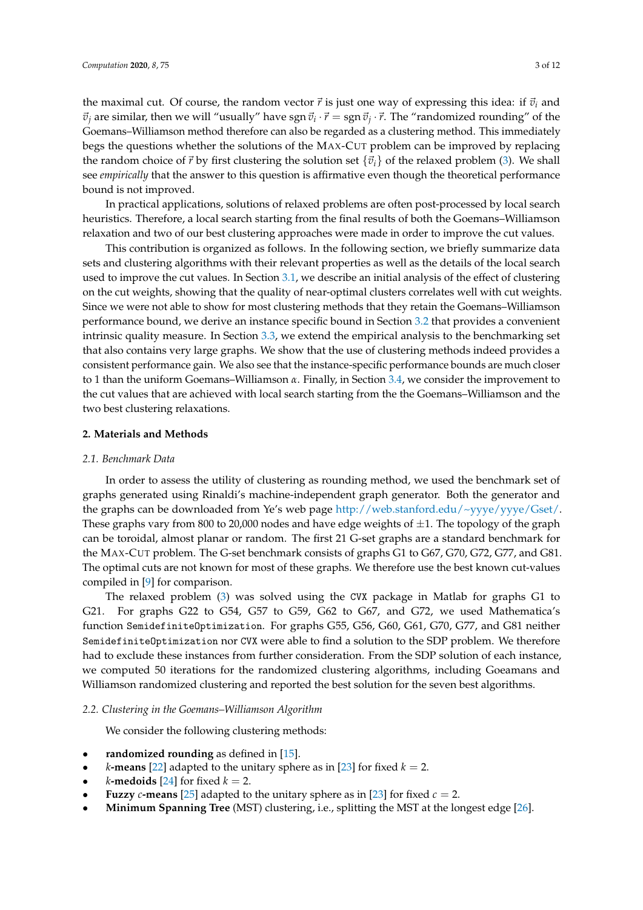the maximal cut. Of course, the random vector $\vec{r}$ is just one way of expressing this idea: if $\vec{v}_i$ and $\vec{v}_j$ are similar, then we will "usually" have $\operatorname{sgn} \vec{v}_i \cdot \vec{r} = \operatorname{sgn} \vec{v}_j \cdot \vec{r}$. The "randomized rounding" of the Goemans–Williamson method therefore can also be regarded as a clustering method. This immediately begs the questions whether the solutions of the MAX-CUT problem can be improved by replacing the random choice of $\vec{r}$ by first clustering the solution set $\{\vec{v}_i\}$ of the relaxed problem (3). We shall see *empirically* that the answer to this question is affirmative even though the theoretical performance bound is not improved.

In practical applications, solutions of relaxed problems are often post-processed by local search heuristics. Therefore, a local search starting from the final results of both the Goemans–Williamson relaxation and two of our best clustering approaches were made in order to improve the cut values.

This contribution is organized as follows. In the following section, we briefly summarize data sets and clustering algorithms with their relevant properties as well as the details of the local search used to improve the cut values. In Section 3.1, we describe an initial analysis of the effect of clustering on the cut weights, showing that the quality of near-optimal clusters correlates well with cut weights. Since we were not able to show for most clustering methods that they retain the Goemans–Williamson performance bound, we derive an instance specific bound in Section 3.2 that provides a convenient intrinsic quality measure. In Section 3.3, we extend the empirical analysis to the benchmarking set that also contains very large graphs. We show that the use of clustering methods indeed provides a consistent performance gain. We also see that the instance-specific performance bounds are much closer to 1 than the uniform Goemans–Williamson $\alpha$. Finally, in Section 3.4, we consider the improvement to the cut values that are achieved with local search starting from the the Goemans–Williamson and the two best clustering relaxations.

## 2. Materials and Methods

### 2.1. Benchmark Data

In order to assess the utility of clustering as rounding method, we used the benchmark set of graphs generated using Rinaldi's machine-independent graph generator. Both the generator and the graphs can be downloaded from Ye's web page http://web.stanford.edu/~yyye/yyye/Gset/. These graphs vary from 800 to 20,000 nodes and have edge weights of $\pm 1$. The topology of the graph can be toroidal, almost planar or random. The first 21 G-set graphs are a standard benchmark for the MAX-CUT problem. The G-set benchmark consists of graphs G1 to G67, G70, G72, G77, and G81. The optimal cuts are not known for most of these graphs. We therefore use the best known cut-values compiled in [9] for comparison.

The relaxed problem (3) was solved using the `CVX` package in Matlab for graphs G1 to G21. For graphs G22 to G54, G57 to G59, G62 to G67, and G72, we used Mathematica's function `SemidefiniteOptimization`. For graphs G55, G56, G60, G61, G70, G77, and G81 neither `SemidefiniteOptimization` nor `CVX` were able to find a solution to the SDP problem. We therefore had to exclude these instances from further consideration. From the SDP solution of each instance, we computed 50 iterations for the randomized clustering algorithms, including Goeamans and Williamson randomized clustering and reported the best solution for the seven best algorithms.

### 2.2. Clustering in the Goemans–Williamson Algorithm

We consider the following clustering methods:

- **randomized rounding** as defined in [15].
- ***k*-means** [22] adapted to the unitary sphere as in [23] for fixed $k = 2$.
- ***k*-medoids** [24] for fixed $k = 2$.
- **Fuzzy *c*-means** [25] adapted to the unitary sphere as in [23] for fixed $c = 2$.
- **Minimum Spanning Tree** (MST) clustering, i.e., splitting the MST at the longest edge [26].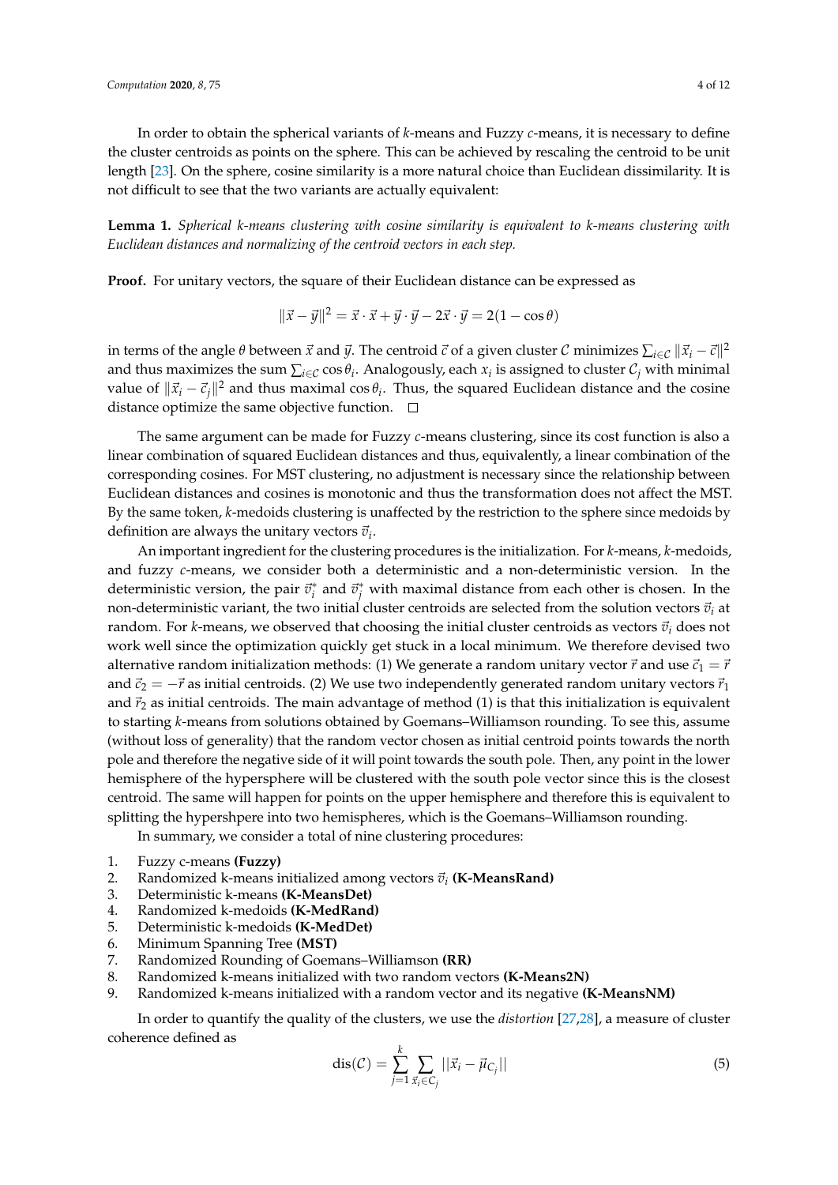In order to obtain the spherical variants of $k$-means and Fuzzy $c$-means, it is necessary to define the cluster centroids as points on the sphere. This can be achieved by rescaling the centroid to be unit length [23]. On the sphere, cosine similarity is a more natural choice than Euclidean dissimilarity. It is not difficult to see that the two variants are actually equivalent:

**Lemma 1.** *Spherical k-means clustering with cosine similarity is equivalent to k-means clustering with Euclidean distances and normalizing of the centroid vectors in each step.*

**Proof.** For unitary vectors, the square of their Euclidean distance can be expressed as

$$\|\vec{x} - \vec{y}\|^2 = \vec{x} \cdot \vec{x} + \vec{y} \cdot \vec{y} - 2\vec{x} \cdot \vec{y} = 2(1 - \cos\theta)$$

in terms of the angle $\theta$ between $\vec{x}$ and $\vec{y}$. The centroid $\vec{c}$ of a given cluster $\mathcal{C}$ minimizes $\sum_{i \in \mathcal{C}} \|\vec{x}_i - \vec{c}\|^2$ and thus maximizes the sum $\sum_{i \in \mathcal{C}} \cos\theta_i$. Analogously, each $x_i$ is assigned to cluster $\mathcal{C}_j$ with minimal value of $\|\vec{x}_i - \vec{c}_j\|^2$ and thus maximal $\cos\theta_i$. Thus, the squared Euclidean distance and the cosine distance optimize the same objective function. □

The same argument can be made for Fuzzy $c$-means clustering, since its cost function is also a linear combination of squared Euclidean distances and thus, equivalently, a linear combination of the corresponding cosines. For MST clustering, no adjustment is necessary since the relationship between Euclidean distances and cosines is monotonic and thus the transformation does not affect the MST. By the same token, $k$-medoids clustering is unaffected by the restriction to the sphere since medoids by definition are always the unitary vectors $\vec{v}_i$.

An important ingredient for the clustering procedures is the initialization. For $k$-means, $k$-medoids, and fuzzy $c$-means, we consider both a deterministic and a non-deterministic version. In the deterministic version, the pair $\vec{v}_i^*$ and $\vec{v}_j^*$ with maximal distance from each other is chosen. In the non-deterministic variant, the two initial cluster centroids are selected from the solution vectors $\vec{v}_i$ at random. For $k$-means, we observed that choosing the initial cluster centroids as vectors $\vec{v}_i$ does not work well since the optimization quickly get stuck in a local minimum. We therefore devised two alternative random initialization methods: (1) We generate a random unitary vector $\vec{r}$ and use $\vec{c}_1 = \vec{r}$ and $\vec{c}_2 = -\vec{r}$ as initial centroids. (2) We use two independently generated random unitary vectors $\vec{r}_1$ and $\vec{r}_2$ as initial centroids. The main advantage of method (1) is that this initialization is equivalent to starting $k$-means from solutions obtained by Goemans–Williamson rounding. To see this, assume (without loss of generality) that the random vector chosen as initial centroid points towards the north pole and therefore the negative side of it will point towards the south pole. Then, any point in the lower hemisphere of the hypersphere will be clustered with the south pole vector since this is the closest centroid. The same will happen for points on the upper hemisphere and therefore this is equivalent to splitting the hypershpere into two hemispheres, which is the Goemans–Williamson rounding.

In summary, we consider a total of nine clustering procedures:

1. Fuzzy c-means **(Fuzzy)**
2. Randomized k-means initialized among vectors $\vec{v}_i$ **(K-MeansRand)**
3. Deterministic k-means **(K-MeansDet)**
4. Randomized k-medoids **(K-MedRand)**
5. Deterministic k-medoids **(K-MedDet)**
6. Minimum Spanning Tree **(MST)**
7. Randomized Rounding of Goemans–Williamson **(RR)**
8. Randomized k-means initialized with two random vectors **(K-Means2N)**
9. Randomized k-means initialized with a random vector and its negative **(K-MeansNM)**

In order to quantify the quality of the clusters, we use the *distortion* [27,28], a measure of cluster coherence defined as

$$\mathrm{dis}(\mathcal{C}) = \sum_{j=1}^{k} \sum_{\vec{x}_i \in C_j} ||\vec{x}_i - \vec{\mu}_{C_j}|| \tag{5}$$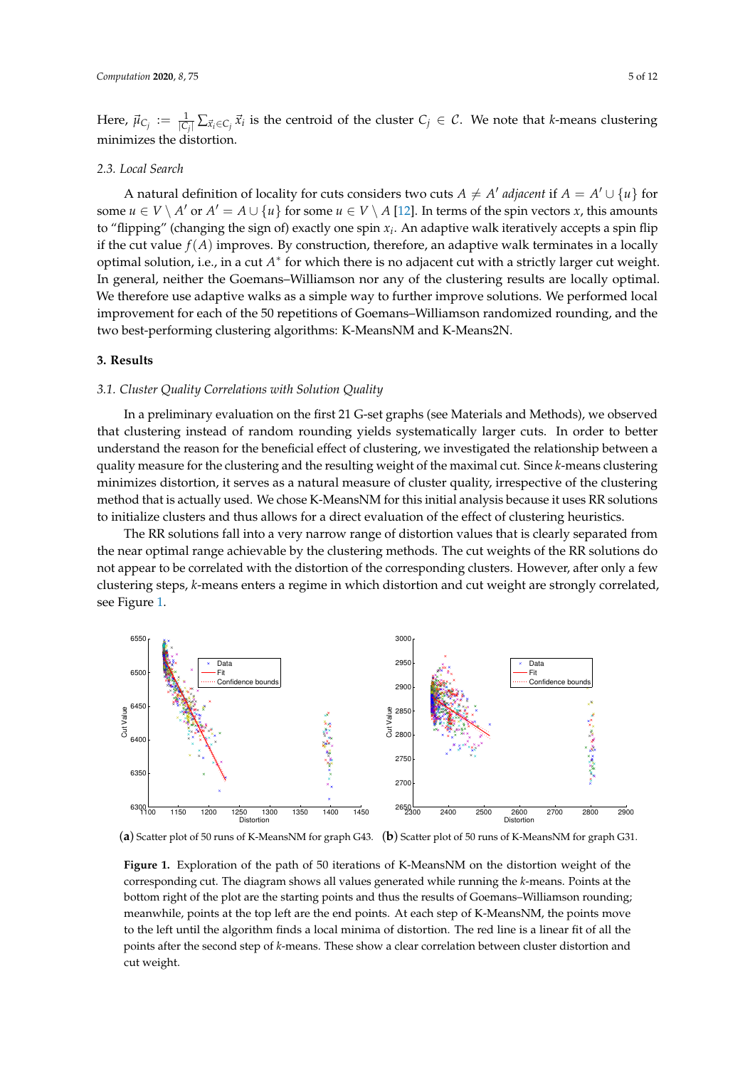Here, $\vec{\mu}_{C_j} := \frac{1}{|C_j|}\sum_{\vec{x}_i \in C_j} \vec{x}_i$ is the centroid of the cluster $C_j \in \mathcal{C}$. We note that *k*-means clustering minimizes the distortion.

### 2.3. Local Search

A natural definition of locality for cuts considers two cuts $A \neq A'$ *adjacent* if $A = A' \cup \{u\}$ for some $u \in V \setminus A'$ or $A' = A \cup \{u\}$ for some $u \in V \setminus A$ [12]. In terms of the spin vectors $x$, this amounts to "flipping" (changing the sign of) exactly one spin $x_i$. An adaptive walk iteratively accepts a spin flip if the cut value $f(A)$ improves. By construction, therefore, an adaptive walk terminates in a locally optimal solution, i.e., in a cut $A^*$ for which there is no adjacent cut with a strictly larger cut weight. In general, neither the Goemans–Williamson nor any of the clustering results are locally optimal. We therefore use adaptive walks as a simple way to further improve solutions. We performed local improvement for each of the 50 repetitions of Goemans–Williamson randomized rounding, and the two best-performing clustering algorithms: K-MeansNM and K-Means2N.

## 3. Results

### 3.1. Cluster Quality Correlations with Solution Quality

In a preliminary evaluation on the first 21 G-set graphs (see Materials and Methods), we observed that clustering instead of random rounding yields systematically larger cuts. In order to better understand the reason for the beneficial effect of clustering, we investigated the relationship between a quality measure for the clustering and the resulting weight of the maximal cut. Since *k*-means clustering minimizes distortion, it serves as a natural measure of cluster quality, irrespective of the clustering method that is actually used. We chose K-MeansNM for this initial analysis because it uses RR solutions to initialize clusters and thus allows for a direct evaluation of the effect of clustering heuristics.

The RR solutions fall into a very narrow range of distortion values that is clearly separated from the near optimal range achievable by the clustering methods. The cut weights of the RR solutions do not appear to be correlated with the distortion of the corresponding clusters. However, after only a few clustering steps, *k*-means enters a regime in which distortion and cut weight are strongly correlated, see Figure 1.

(**a**) Scatter plot of 50 runs of K-MeansNM for graph G43. (**b**) Scatter plot of 50 runs of K-MeansNM for graph G31.

**Figure 1.** Exploration of the path of 50 iterations of K-MeansNM on the distortion weight of the corresponding cut. The diagram shows all values generated while running the *k*-means. Points at the bottom right of the plot are the starting points and thus the results of Goemans–Williamson rounding; meanwhile, points at the top left are the end points. At each step of K-MeansNM, the points move to the left until the algorithm finds a local minima of distortion. The red line is a linear fit of all the points after the second step of *k*-means. These show a clear correlation between cluster distortion and cut weight.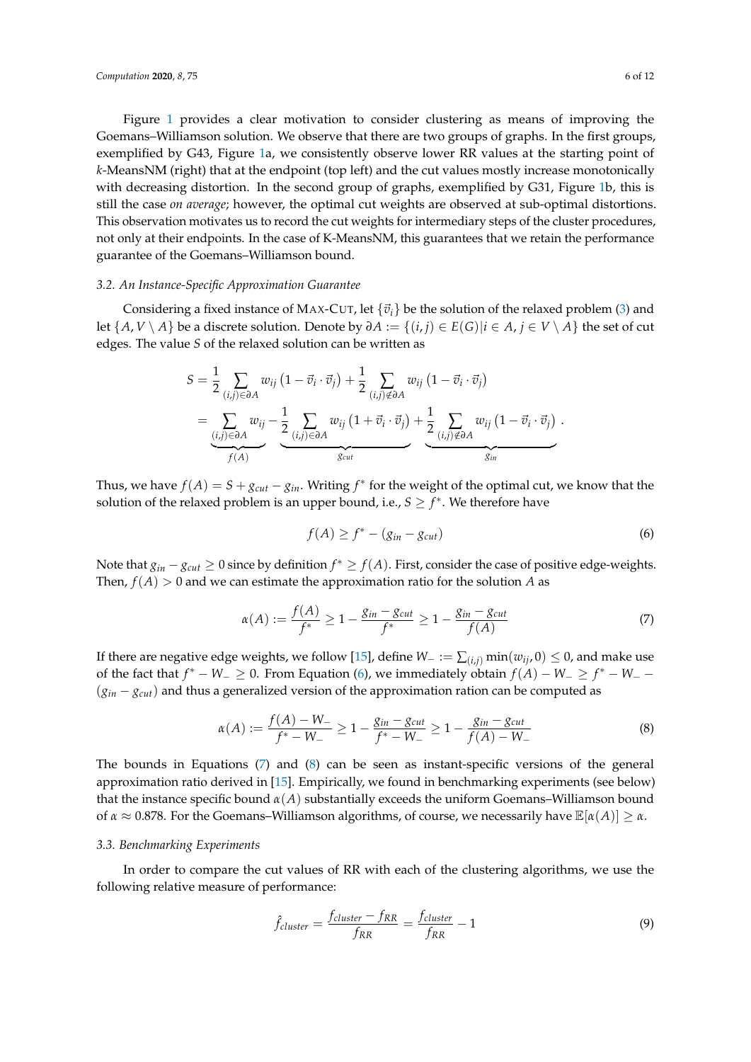Figure 1 provides a clear motivation to consider clustering as means of improving the Goemans–Williamson solution. We observe that there are two groups of graphs. In the first groups, exemplified by G43, Figure 1a, we consistently observe lower RR values at the starting point of *k*-MeansNM (right) that at the endpoint (top left) and the cut values mostly increase monotonically with decreasing distortion. In the second group of graphs, exemplified by G31, Figure 1b, this is still the case *on average*; however, the optimal cut weights are observed at sub-optimal distortions. This observation motivates us to record the cut weights for intermediary steps of the cluster procedures, not only at their endpoints. In the case of K-MeansNM, this guarantees that we retain the performance guarantee of the Goemans–Williamson bound.

### 3.2. An Instance-Specific Approximation Guarantee

Considering a fixed instance of MAX-CUT, let $\{\vec{v}_i\}$ be the solution of the relaxed problem (3) and let $\{A, V \setminus A\}$ be a discrete solution. Denote by $\partial A := \{(i,j) \in E(G) | i \in A, j \in V \setminus A\}$ the set of cut edges. The value $S$ of the relaxed solution can be written as

$$S = \frac{1}{2} \sum_{(i,j) \in \partial A} w_{ij} \left(1 - \vec{v}_i \cdot \vec{v}_j\right) + \frac{1}{2} \sum_{(i,j) \notin \partial A} w_{ij} \left(1 - \vec{v}_i \cdot \vec{v}_j\right)$$
$$= \underbrace{\sum_{(i,j) \in \partial A} w_{ij}}_{f(A)} - \underbrace{\frac{1}{2} \sum_{(i,j) \in \partial A} w_{ij} \left(1 + \vec{v}_i \cdot \vec{v}_j\right)}_{g_{cut}} + \underbrace{\frac{1}{2} \sum_{(i,j) \notin \partial A} w_{ij} \left(1 - \vec{v}_i \cdot \vec{v}_j\right)}_{g_{in}} .$$

Thus, we have $f(A) = S + g_{cut} - g_{in}$. Writing $f^*$ for the weight of the optimal cut, we know that the solution of the relaxed problem is an upper bound, i.e., $S \geq f^*$. We therefore have

$$f(A) \geq f^* - (g_{in} - g_{cut}) \tag{6}$$

Note that $g_{in} - g_{cut} \geq 0$ since by definition $f^* \geq f(A)$. First, consider the case of positive edge-weights. Then, $f(A) > 0$ and we can estimate the approximation ratio for the solution $A$ as

$$\alpha(A) := \frac{f(A)}{f^*} \geq 1 - \frac{g_{in} - g_{cut}}{f^*} \geq 1 - \frac{g_{in} - g_{cut}}{f(A)} \tag{7}$$

If there are negative edge weights, we follow [15], define $W_- := \sum_{(i,j)} \min(w_{ij}, 0) \leq 0$, and make use of the fact that $f^* - W_- \geq 0$. From Equation (6), we immediately obtain $f(A) - W_- \geq f^* - W_- - (g_{in} - g_{cut})$ and thus a generalized version of the approximation ration can be computed as

$$\alpha(A) := \frac{f(A) - W_-}{f^* - W_-} \geq 1 - \frac{g_{in} - g_{cut}}{f^* - W_-} \geq 1 - \frac{g_{in} - g_{cut}}{f(A) - W_-} \tag{8}$$

The bounds in Equations (7) and (8) can be seen as instant-specific versions of the general approximation ratio derived in [15]. Empirically, we found in benchmarking experiments (see below) that the instance specific bound $\alpha(A)$ substantially exceeds the uniform Goemans–Williamson bound of $\alpha \approx 0.878$. For the Goemans–Williamson algorithms, of course, we necessarily have $\mathbb{E}[\alpha(A)] \geq \alpha$.

### 3.3. Benchmarking Experiments

In order to compare the cut values of RR with each of the clustering algorithms, we use the following relative measure of performance:

$$\hat{f}_{cluster} = \frac{f_{cluster} - f_{RR}}{f_{RR}} = \frac{f_{cluster}}{f_{RR}} - 1 \tag{9}$$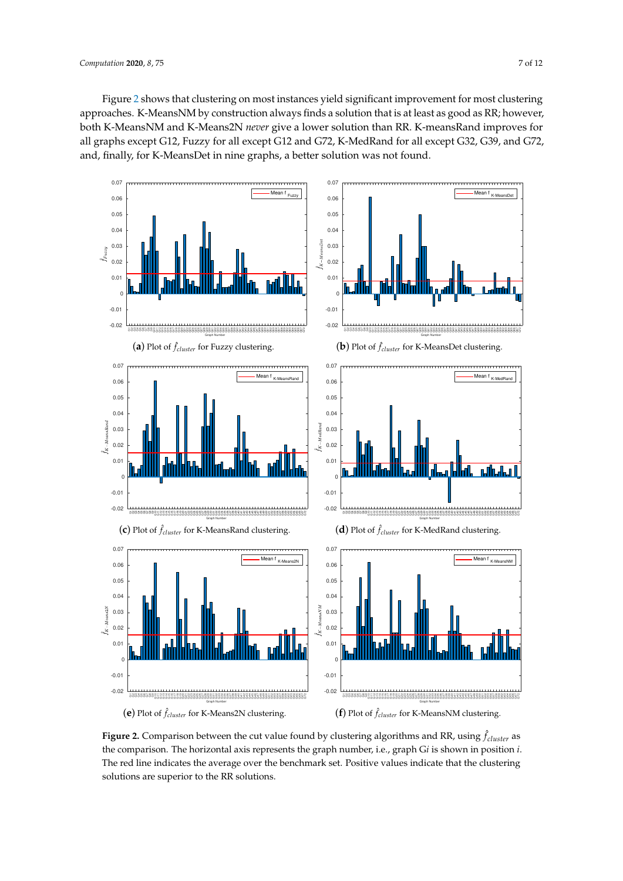Figure 2 shows that clustering on most instances yield significant improvement for most clustering approaches. K-MeansNM by construction always finds a solution that is at least as good as RR; however, both K-MeansNM and K-Means2N *never* give a lower solution than RR. K-meansRand improves for all graphs except G12, Fuzzy for all except G12 and G72, K-MedRand for all except G32, G39, and G72, and, finally, for K-MeansDet in nine graphs, a better solution was not found.

(**a**) Plot of $\hat{f}_{cluster}$ for Fuzzy clustering.

(**b**) Plot of $\hat{f}_{cluster}$ for K-MeansDet clustering.

(**c**) Plot of $\hat{f}_{cluster}$ for K-MeansRand clustering.

(**d**) Plot of $\hat{f}_{cluster}$ for K-MedRand clustering.

(**e**) Plot of $\hat{f}_{cluster}$ for K-Means2N clustering.

(**f**) Plot of $\hat{f}_{cluster}$ for K-MeansNM clustering.

**Figure 2.** Comparison between the cut value found by clustering algorithms and RR, using $\hat{f}_{cluster}$ as the comparison. The horizontal axis represents the graph number, i.e., graph G$i$ is shown in position $i$. The red line indicates the average over the benchmark set. Positive values indicate that the clustering solutions are superior to the RR solutions.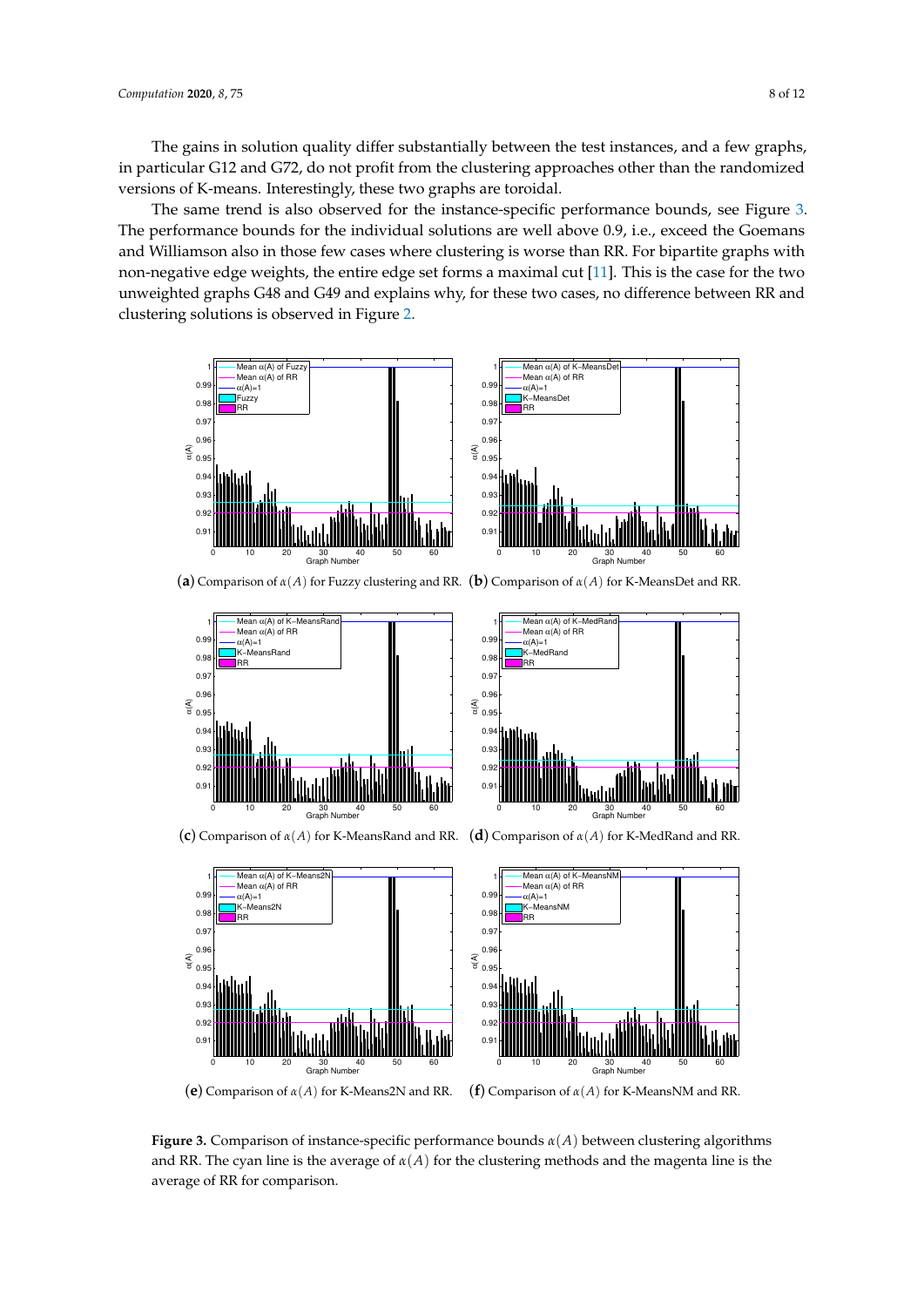The gains in solution quality differ substantially between the test instances, and a few graphs, in particular G12 and G72, do not profit from the clustering approaches other than the randomized versions of K-means. Interestingly, these two graphs are toroidal.

The same trend is also observed for the instance-specific performance bounds, see Figure 3. The performance bounds for the individual solutions are well above 0.9, i.e., exceed the Goemans and Williamson also in those few cases where clustering is worse than RR. For bipartite graphs with non-negative edge weights, the entire edge set forms a maximal cut [11]. This is the case for the two unweighted graphs G48 and G49 and explains why, for these two cases, no difference between RR and clustering solutions is observed in Figure 2.

(**a**) Comparison of $\alpha(A)$ for Fuzzy clustering and RR.

(**b**) Comparison of $\alpha(A)$ for K-MeansDet and RR.

(**c**) Comparison of $\alpha(A)$ for K-MeansRand and RR.

(**d**) Comparison of $\alpha(A)$ for K-MedRand and RR.

(**e**) Comparison of $\alpha(A)$ for K-Means2N and RR.

(**f**) Comparison of $\alpha(A)$ for K-MeansNM and RR.

**Figure 3.** Comparison of instance-specific performance bounds $\alpha(A)$ between clustering algorithms and RR. The cyan line is the average of $\alpha(A)$ for the clustering methods and the magenta line is the average of RR for comparison.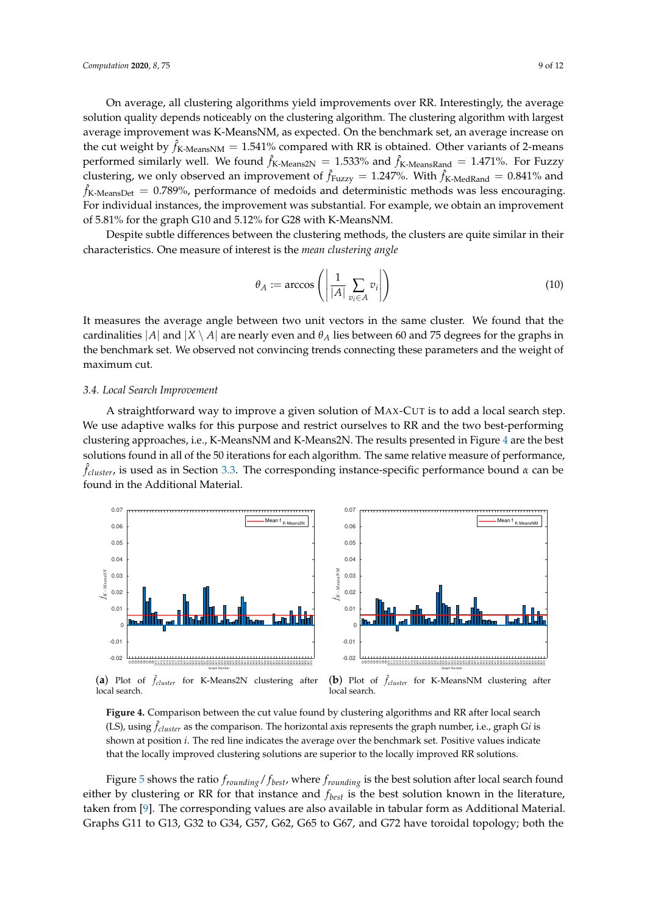On average, all clustering algorithms yield improvements over RR. Interestingly, the average solution quality depends noticeably on the clustering algorithm. The clustering algorithm with largest average improvement was K-MeansNM, as expected. On the benchmark set, an average increase on the cut weight by $\hat{f}_{\text{K-MeansNM}} = 1.541\%$ compared with RR is obtained. Other variants of 2-means performed similarly well. We found $\hat{f}_{\text{K-Means2N}} = 1.533\%$ and $\hat{f}_{\text{K-MeansRand}} = 1.471\%$. For Fuzzy clustering, we only observed an improvement of $\hat{f}_{\text{Fuzzy}} = 1.247\%$. With $\hat{f}_{\text{K-MedRand}} = 0.841\%$ and $\hat{f}_{\text{K-MeansDet}} = 0.789\%$, performance of medoids and deterministic methods was less encouraging. For individual instances, the improvement was substantial. For example, we obtain an improvement of 5.81% for the graph G10 and 5.12% for G28 with K-MeansNM.

Despite subtle differences between the clustering methods, the clusters are quite similar in their characteristics. One measure of interest is the *mean clustering angle*

$$\theta_A := \arccos\left(\left|\frac{1}{|A|}\sum_{v_i \in A} v_i\right|\right) \tag{10}$$

It measures the average angle between two unit vectors in the same cluster. We found that the cardinalities $|A|$ and $|X \setminus A|$ are nearly even and $\theta_A$ lies between 60 and 75 degrees for the graphs in the benchmark set. We observed not convincing trends connecting these parameters and the weight of maximum cut.

### 3.4. Local Search Improvement

A straightforward way to improve a given solution of MAX-CUT is to add a local search step. We use adaptive walks for this purpose and restrict ourselves to RR and the two best-performing clustering approaches, i.e., K-MeansNM and K-Means2N. The results presented in Figure 4 are the best solutions found in all of the 50 iterations for each algorithm. The same relative measure of performance, $\hat{f}_{cluster}$, is used as in Section 3.3. The corresponding instance-specific performance bound $\alpha$ can be found in the Additional Material.

(**a**) Plot of $\hat{f}_{cluster}$ for K-Means2N clustering after local search.

(**b**) Plot of $\hat{f}_{cluster}$ for K-MeansNM clustering after local search.

**Figure 4.** Comparison between the cut value found by clustering algorithms and RR after local search (LS), using $\hat{f}_{cluster}$ as the comparison. The horizontal axis represents the graph number, i.e., graph G$i$ is shown at position $i$. The red line indicates the average over the benchmark set. Positive values indicate that the locally improved clustering solutions are superior to the locally improved RR solutions.

Figure 5 shows the ratio $f_{rounding}/f_{best}$, where $f_{rounding}$ is the best solution after local search found either by clustering or RR for that instance and $f_{best}$ is the best solution known in the literature, taken from [9]. The corresponding values are also available in tabular form as Additional Material. Graphs G11 to G13, G32 to G34, G57, G62, G65 to G67, and G72 have toroidal topology; both the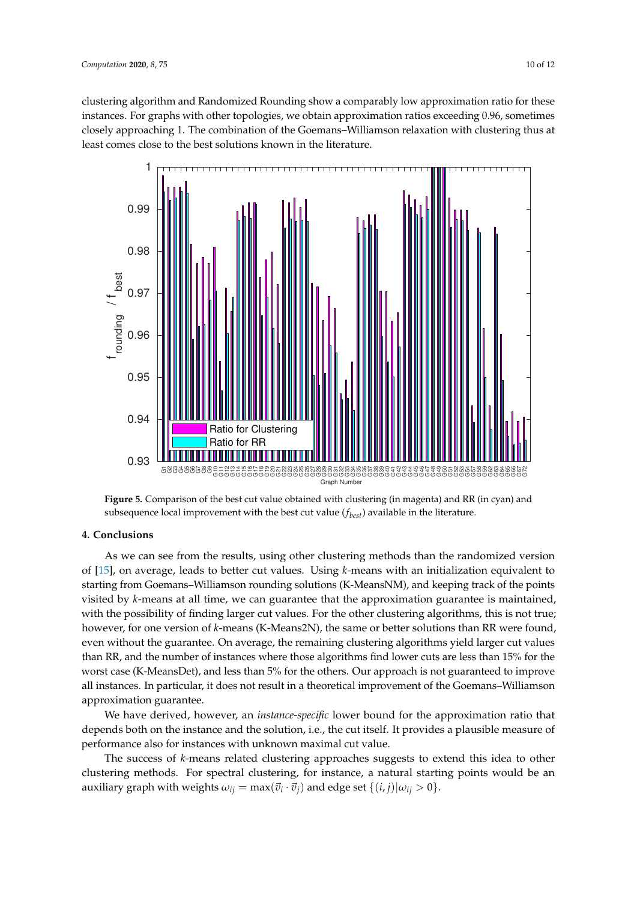clustering algorithm and Randomized Rounding show a comparably low approximation ratio for these instances. For graphs with other topologies, we obtain approximation ratios exceeding 0.96, sometimes closely approaching 1. The combination of the Goemans–Williamson relaxation with clustering thus at least comes close to the best solutions known in the literature.

**Figure 5.** Comparison of the best cut value obtained with clustering (in magenta) and RR (in cyan) and subsequence local improvement with the best cut value ($f_{best}$) available in the literature.

## 4. Conclusions

As we can see from the results, using other clustering methods than the randomized version of [15], on average, leads to better cut values. Using *k*-means with an initialization equivalent to starting from Goemans–Williamson rounding solutions (K-MeansNM), and keeping track of the points visited by *k*-means at all time, we can guarantee that the approximation guarantee is maintained, with the possibility of finding larger cut values. For the other clustering algorithms, this is not true; however, for one version of *k*-means (K-Means2N), the same or better solutions than RR were found, even without the guarantee. On average, the remaining clustering algorithms yield larger cut values than RR, and the number of instances where those algorithms find lower cuts are less than 15% for the worst case (K-MeansDet), and less than 5% for the others. Our approach is not guaranteed to improve all instances. In particular, it does not result in a theoretical improvement of the Goemans–Williamson approximation guarantee.

We have derived, however, an *instance-specific* lower bound for the approximation ratio that depends both on the instance and the solution, i.e., the cut itself. It provides a plausible measure of performance also for instances with unknown maximal cut value.

The success of *k*-means related clustering approaches suggests to extend this idea to other clustering methods. For spectral clustering, for instance, a natural starting points would be an auxiliary graph with weights $\omega_{ij} = \max(\vec{v}_i \cdot \vec{v}_j)$ and edge set $\{(i, j) | \omega_{ij} > 0\}$.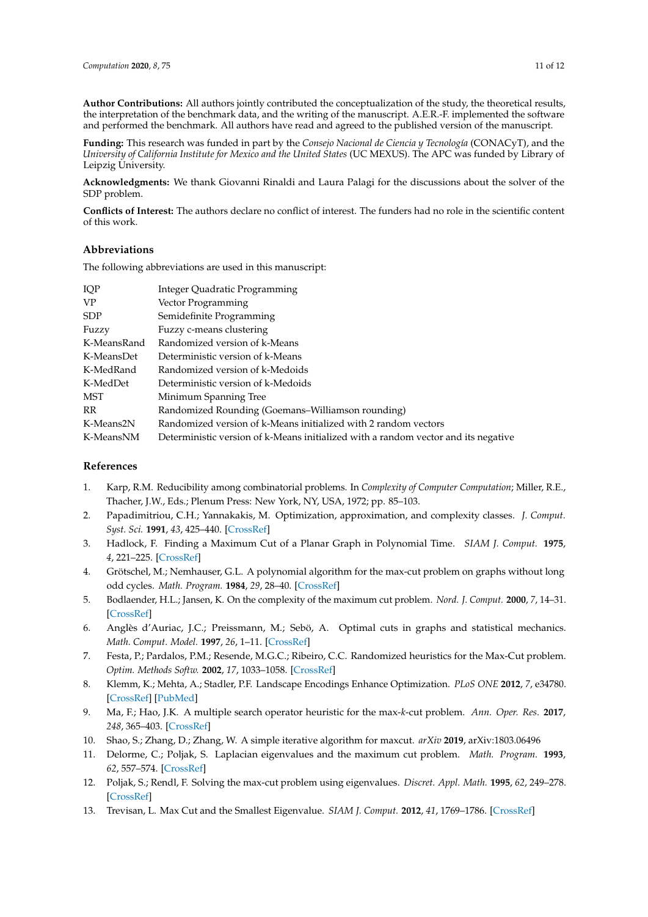**Author Contributions:** All authors jointly contributed the conceptualization of the study, the theoretical results, the interpretation of the benchmark data, and the writing of the manuscript. A.E.R.-F. implemented the software and performed the benchmark. All authors have read and agreed to the published version of the manuscript.

**Funding:** This research was funded in part by the *Consejo Nacional de Ciencia y Tecnología* (CONACyT), and the *University of California Institute for Mexico and the United States* (UC MEXUS). The APC was funded by Library of Leipzig University.

**Acknowledgments:** We thank Giovanni Rinaldi and Laura Palagi for the discussions about the solver of the SDP problem.

**Conflicts of Interest:** The authors declare no conflict of interest. The funders had no role in the scientific content of this work.

## Abbreviations

The following abbreviations are used in this manuscript:

| | |
|---|---|
| IQP | Integer Quadratic Programming |
| VP | Vector Programming |
| SDP | Semidefinite Programming |
| Fuzzy | Fuzzy c-means clustering |
| K-MeansRand | Randomized version of k-Means |
| K-MeansDet | Deterministic version of k-Means |
| K-MedRand | Randomized version of k-Medoids |
| K-MedDet | Deterministic version of k-Medoids |
| MST | Minimum Spanning Tree |
| RR | Randomized Rounding (Goemans–Williamson rounding) |
| K-Means2N | Randomized version of k-Means initialized with 2 random vectors |
| K-MeansNM | Deterministic version of k-Means initialized with a random vector and its negative |

## References

1. Karp, R.M. Reducibility among combinatorial problems. In *Complexity of Computer Computation*; Miller, R.E., Thacher, J.W., Eds.; Plenum Press: New York, NY, USA, 1972; pp. 85–103.
2. Papadimitriou, C.H.; Yannakakis, M. Optimization, approximation, and complexity classes. *J. Comput. Syst. Sci.* **1991**, *43*, 425–440. [CrossRef]
3. Hadlock, F. Finding a Maximum Cut of a Planar Graph in Polynomial Time. *SIAM J. Comput.* **1975**, *4*, 221–225. [CrossRef]
4. Grötschel, M.; Nemhauser, G.L. A polynomial algorithm for the max-cut problem on graphs without long odd cycles. *Math. Program.* **1984**, *29*, 28–40. [CrossRef]
5. Bodlaender, H.L.; Jansen, K. On the complexity of the maximum cut problem. *Nord. J. Comput.* **2000**, *7*, 14–31. [CrossRef]
6. Anglès d'Auriac, J.C.; Preissmann, M.; Sebö, A. Optimal cuts in graphs and statistical mechanics. *Math. Comput. Model.* **1997**, *26*, 1–11. [CrossRef]
7. Festa, P.; Pardalos, P.M.; Resende, M.G.C.; Ribeiro, C.C. Randomized heuristics for the Max-Cut problem. *Optim. Methods Softw.* **2002**, *17*, 1033–1058. [CrossRef]
8. Klemm, K.; Mehta, A.; Stadler, P.F. Landscape Encodings Enhance Optimization. *PLoS ONE* **2012**, *7*, e34780. [CrossRef] [PubMed]
9. Ma, F.; Hao, J.K. A multiple search operator heuristic for the max-*k*-cut problem. *Ann. Oper. Res.* **2017**, *248*, 365–403. [CrossRef]
10. Shao, S.; Zhang, D.; Zhang, W. A simple iterative algorithm for maxcut. *arXiv* **2019**, arXiv:1803.06496
11. Delorme, C.; Poljak, S. Laplacian eigenvalues and the maximum cut problem. *Math. Program.* **1993**, *62*, 557–574. [CrossRef]
12. Poljak, S.; Rendl, F. Solving the max-cut problem using eigenvalues. *Discret. Appl. Math.* **1995**, *62*, 249–278. [CrossRef]
13. Trevisan, L. Max Cut and the Smallest Eigenvalue. *SIAM J. Comput.* **2012**, *41*, 1769–1786. [CrossRef]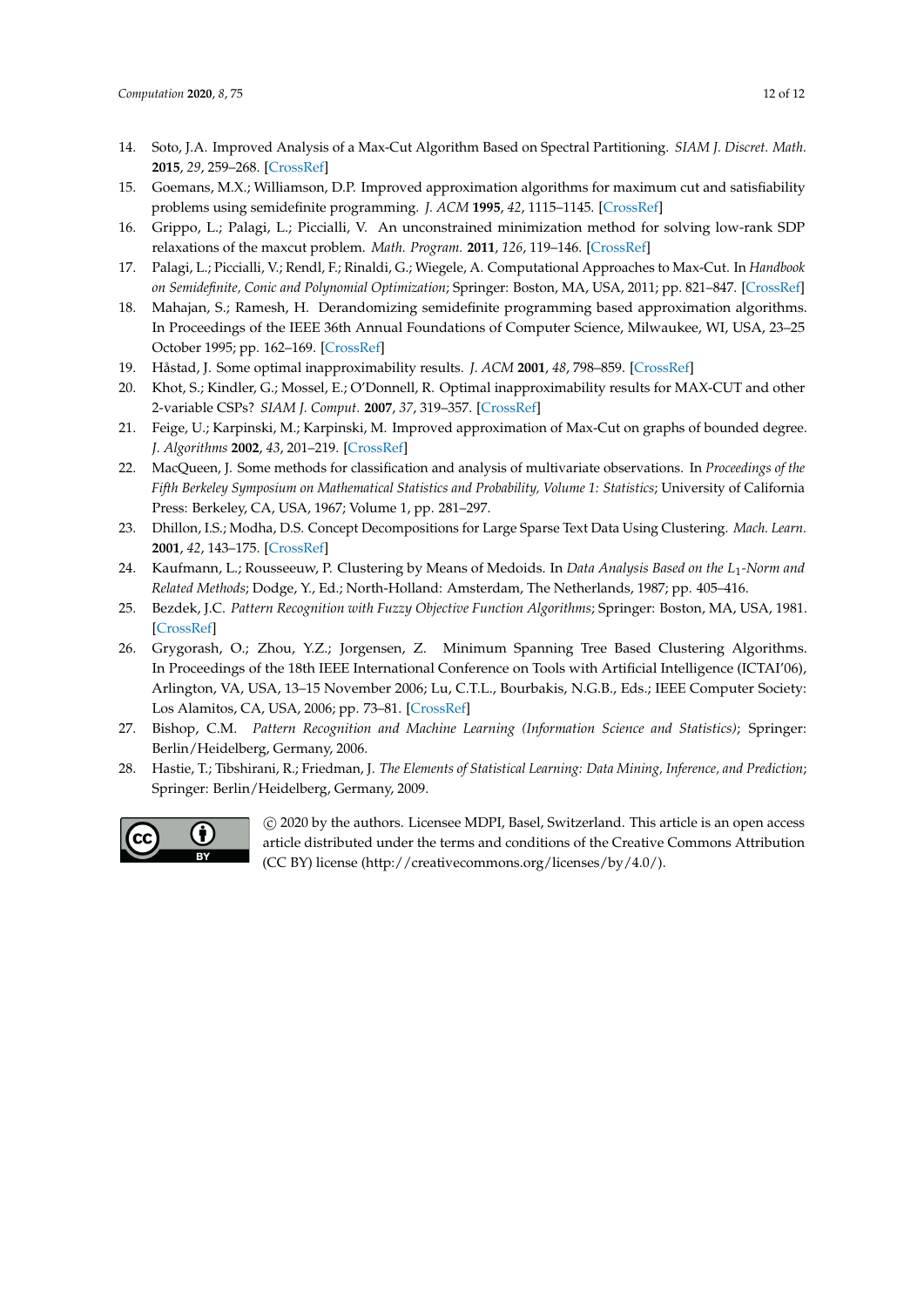14. Soto, J.A. Improved Analysis of a Max-Cut Algorithm Based on Spectral Partitioning. *SIAM J. Discret. Math.* **2015**, *29*, 259–268. [CrossRef]
15. Goemans, M.X.; Williamson, D.P. Improved approximation algorithms for maximum cut and satisfiability problems using semidefinite programming. *J. ACM* **1995**, *42*, 1115–1145. [CrossRef]
16. Grippo, L.; Palagi, L.; Piccialli, V. An unconstrained minimization method for solving low-rank SDP relaxations of the maxcut problem. *Math. Program.* **2011**, *126*, 119–146. [CrossRef]
17. Palagi, L.; Piccialli, V.; Rendl, F.; Rinaldi, G.; Wiegele, A. Computational Approaches to Max-Cut. In *Handbook on Semidefinite, Conic and Polynomial Optimization*; Springer: Boston, MA, USA, 2011; pp. 821–847. [CrossRef]
18. Mahajan, S.; Ramesh, H. Derandomizing semidefinite programming based approximation algorithms. In Proceedings of the IEEE 36th Annual Foundations of Computer Science, Milwaukee, WI, USA, 23–25 October 1995; pp. 162–169. [CrossRef]
19. Håstad, J. Some optimal inapproximability results. *J. ACM* **2001**, *48*, 798–859. [CrossRef]
20. Khot, S.; Kindler, G.; Mossel, E.; O'Donnell, R. Optimal inapproximability results for MAX-CUT and other 2-variable CSPs? *SIAM J. Comput.* **2007**, *37*, 319–357. [CrossRef]
21. Feige, U.; Karpinski, M.; Karpinski, M. Improved approximation of Max-Cut on graphs of bounded degree. *J. Algorithms* **2002**, *43*, 201–219. [CrossRef]
22. MacQueen, J. Some methods for classification and analysis of multivariate observations. In *Proceedings of the Fifth Berkeley Symposium on Mathematical Statistics and Probability, Volume 1: Statistics*; University of California Press: Berkeley, CA, USA, 1967; Volume 1, pp. 281–297.
23. Dhillon, I.S.; Modha, D.S. Concept Decompositions for Large Sparse Text Data Using Clustering. *Mach. Learn.* **2001**, *42*, 143–175. [CrossRef]
24. Kaufmann, L.; Rousseeuw, P. Clustering by Means of Medoids. In *Data Analysis Based on the $L_1$-Norm and Related Methods*; Dodge, Y., Ed.; North-Holland: Amsterdam, The Netherlands, 1987; pp. 405–416.
25. Bezdek, J.C. *Pattern Recognition with Fuzzy Objective Function Algorithms*; Springer: Boston, MA, USA, 1981. [CrossRef]
26. Grygorash, O.; Zhou, Y.Z.; Jorgensen, Z. Minimum Spanning Tree Based Clustering Algorithms. In Proceedings of the 18th IEEE International Conference on Tools with Artificial Intelligence (ICTAI'06), Arlington, VA, USA, 13–15 November 2006; Lu, C.T.L., Bourbakis, N.G.B., Eds.; IEEE Computer Society: Los Alamitos, CA, USA, 2006; pp. 73–81. [CrossRef]
27. Bishop, C.M. *Pattern Recognition and Machine Learning (Information Science and Statistics)*; Springer: Berlin/Heidelberg, Germany, 2006.
28. Hastie, T.; Tibshirani, R.; Friedman, J. *The Elements of Statistical Learning: Data Mining, Inference, and Prediction*; Springer: Berlin/Heidelberg, Germany, 2009.

© 2020 by the authors. Licensee MDPI, Basel, Switzerland. This article is an open access article distributed under the terms and conditions of the Creative Commons Attribution (CC BY) license (http://creativecommons.org/licenses/by/4.0/).